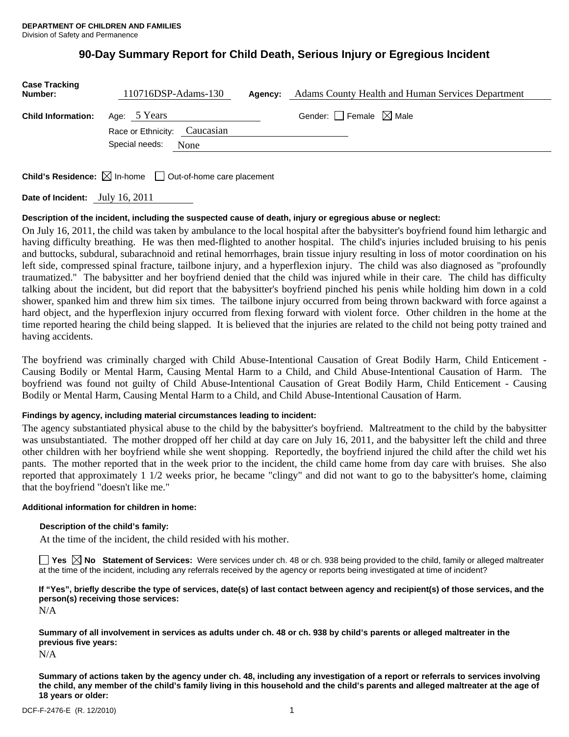**DEPARTMENT OF CHILDREN AND FAMILIES**
Division of Safety and Permanence

# 90-Day Summary Report for Child Death, Serious Injury or Egregious Incident

**Case Tracking Number:** 110716DSP-Adams-130 **Agency:** Adams County Health and Human Services Department

**Child Information:** Age: 5 Years Gender: ☐ Female ☒ Male

Race or Ethnicity: Caucasian

Special needs: None

**Child's Residence:** ☒ In-home ☐ Out-of-home care placement

**Date of Incident:** July 16, 2011

**Description of the incident, including the suspected cause of death, injury or egregious abuse or neglect:**

On July 16, 2011, the child was taken by ambulance to the local hospital after the babysitter's boyfriend found him lethargic and having difficulty breathing. He was then med-flighted to another hospital. The child's injuries included bruising to his penis and buttocks, subdural, subarachnoid and retinal hemorrhages, brain tissue injury resulting in loss of motor coordination on his left side, compressed spinal fracture, tailbone injury, and a hyperflexion injury. The child was also diagnosed as "profoundly traumatized." The babysitter and her boyfriend denied that the child was injured while in their care. The child has difficulty talking about the incident, but did report that the babysitter's boyfriend pinched his penis while holding him down in a cold shower, spanked him and threw him six times. The tailbone injury occurred from being thrown backward with force against a hard object, and the hyperflexion injury occurred from flexing forward with violent force. Other children in the home at the time reported hearing the child being slapped. It is believed that the injuries are related to the child not being potty trained and having accidents.

The boyfriend was criminally charged with Child Abuse-Intentional Causation of Great Bodily Harm, Child Enticement - Causing Bodily or Mental Harm, Causing Mental Harm to a Child, and Child Abuse-Intentional Causation of Harm. The boyfriend was found not guilty of Child Abuse-Intentional Causation of Great Bodily Harm, Child Enticement - Causing Bodily or Mental Harm, Causing Mental Harm to a Child, and Child Abuse-Intentional Causation of Harm.

**Findings by agency, including material circumstances leading to incident:**

The agency substantiated physical abuse to the child by the babysitter's boyfriend. Maltreatment to the child by the babysitter was unsubstantiated. The mother dropped off her child at day care on July 16, 2011, and the babysitter left the child and three other children with her boyfriend while she went shopping. Reportedly, the boyfriend injured the child after the child wet his pants. The mother reported that in the week prior to the incident, the child came home from day care with bruises. She also reported that approximately 1 1/2 weeks prior, he became "clingy" and did not want to go to the babysitter's home, claiming that the boyfriend "doesn't like me."

**Additional information for children in home:**

**Description of the child's family:**

At the time of the incident, the child resided with his mother.

☐ **Yes** ☒ **No** **Statement of Services:** Were services under ch. 48 or ch. 938 being provided to the child, family or alleged maltreater at the time of the incident, including any referrals received by the agency or reports being investigated at time of incident?

**If "Yes", briefly describe the type of services, date(s) of last contact between agency and recipient(s) of those services, and the person(s) receiving those services:**

N/A

**Summary of all involvement in services as adults under ch. 48 or ch. 938 by child's parents or alleged maltreater in the previous five years:**

N/A

**Summary of actions taken by the agency under ch. 48, including any investigation of a report or referrals to services involving the child, any member of the child's family living in this household and the child's parents and alleged maltreater at the age of 18 years or older:**

DCF-F-2476-E (R. 12/2010)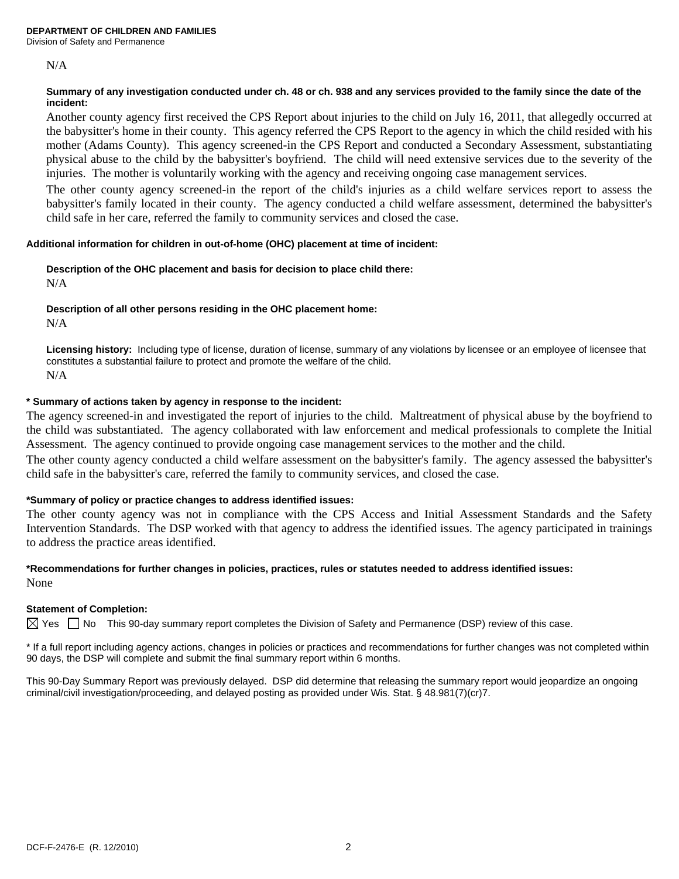**DEPARTMENT OF CHILDREN AND FAMILIES**
Division of Safety and Permanence

N/A

**Summary of any investigation conducted under ch. 48 or ch. 938 and any services provided to the family since the date of the incident:**

Another county agency first received the CPS Report about injuries to the child on July 16, 2011, that allegedly occurred at the babysitter's home in their county. This agency referred the CPS Report to the agency in which the child resided with his mother (Adams County). This agency screened-in the CPS Report and conducted a Secondary Assessment, substantiating physical abuse to the child by the babysitter's boyfriend. The child will need extensive services due to the severity of the injuries. The mother is voluntarily working with the agency and receiving ongoing case management services.

The other county agency screened-in the report of the child's injuries as a child welfare services report to assess the babysitter's family located in their county. The agency conducted a child welfare assessment, determined the babysitter's child safe in her care, referred the family to community services and closed the case.

**Additional information for children in out-of-home (OHC) placement at time of incident:**

**Description of the OHC placement and basis for decision to place child there:**

N/A

**Description of all other persons residing in the OHC placement home:**

N/A

**Licensing history:** Including type of license, duration of license, summary of any violations by licensee or an employee of licensee that constitutes a substantial failure to protect and promote the welfare of the child.

N/A

**\* Summary of actions taken by agency in response to the incident:**

The agency screened-in and investigated the report of injuries to the child. Maltreatment of physical abuse by the boyfriend to the child was substantiated. The agency collaborated with law enforcement and medical professionals to complete the Initial Assessment. The agency continued to provide ongoing case management services to the mother and the child.

The other county agency conducted a child welfare assessment on the babysitter's family. The agency assessed the babysitter's child safe in the babysitter's care, referred the family to community services, and closed the case.

**\*Summary of policy or practice changes to address identified issues:**

The other county agency was not in compliance with the CPS Access and Initial Assessment Standards and the Safety Intervention Standards. The DSP worked with that agency to address the identified issues. The agency participated in trainings to address the practice areas identified.

**\*Recommendations for further changes in policies, practices, rules or statutes needed to address identified issues:**

None

**Statement of Completion:**

☒ Yes ☐ No This 90-day summary report completes the Division of Safety and Permanence (DSP) review of this case.

\* If a full report including agency actions, changes in policies or practices and recommendations for further changes was not completed within 90 days, the DSP will complete and submit the final summary report within 6 months.

This 90-Day Summary Report was previously delayed. DSP did determine that releasing the summary report would jeopardize an ongoing criminal/civil investigation/proceeding, and delayed posting as provided under Wis. Stat. § 48.981(7)(cr)7.

DCF-F-2476-E (R. 12/2010)